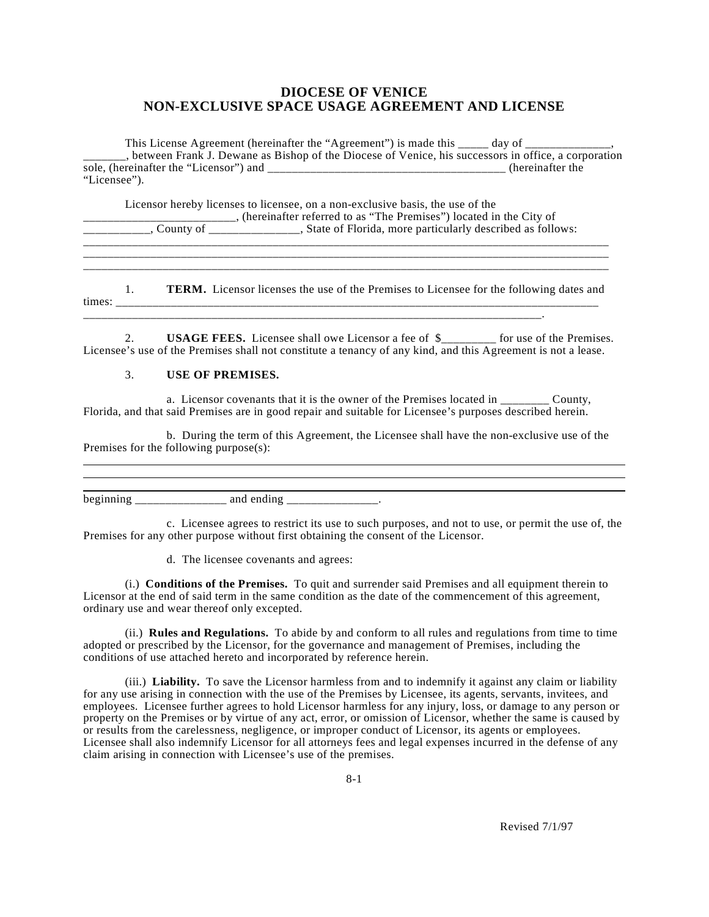# DIOCESE OF VENICE
# NON-EXCLUSIVE SPACE USAGE AGREEMENT AND LICENSE

This License Agreement (hereinafter the "Agreement") is made this _____ day of ______________, _______, between Frank J. Dewane as Bishop of the Diocese of Venice, his successors in office, a corporation sole, (hereinafter the "Licensor") and _______________________________________ (hereinafter the "Licensee").

Licensor hereby licenses to licensee, on a non-exclusive basis, the use of the ________________________, (hereinafter referred to as "The Premises") located in the City of __________, County of ______________, State of Florida, more particularly described as follows:
_____________________________________________________________________________________
_____________________________________________________________________________________
_____________________________________________________________________________________

1. **TERM.** Licensor licenses the use of the Premises to Licensee for the following dates and times: _____________________________________________________________________________
_____________________________________________________________________________.

2. **USAGE FEES.** Licensee shall owe Licensor a fee of $_________ for use of the Premises. Licensee's use of the Premises shall not constitute a tenancy of any kind, and this Agreement is not a lease.

3. **USE OF PREMISES.**

a. Licensor covenants that it is the owner of the Premises located in ________ County, Florida, and that said Premises are in good repair and suitable for Licensee's purposes described herein.

b. During the term of this Agreement, the Licensee shall have the non-exclusive use of the Premises for the following purpose(s):

_____________________________________________________________________________________
_____________________________________________________________________________________
_____________________________________________________________________________________

beginning _______________ and ending _______________.

c. Licensee agrees to restrict its use to such purposes, and not to use, or permit the use of, the Premises for any other purpose without first obtaining the consent of the Licensor.

d. The licensee covenants and agrees:

(i.) **Conditions of the Premises.** To quit and surrender said Premises and all equipment therein to Licensor at the end of said term in the same condition as the date of the commencement of this agreement, ordinary use and wear thereof only excepted.

(ii.) **Rules and Regulations.** To abide by and conform to all rules and regulations from time to time adopted or prescribed by the Licensor, for the governance and management of Premises, including the conditions of use attached hereto and incorporated by reference herein.

(iii.) **Liability.** To save the Licensor harmless from and to indemnify it against any claim or liability for any use arising in connection with the use of the Premises by Licensee, its agents, servants, invitees, and employees. Licensee further agrees to hold Licensor harmless for any injury, loss, or damage to any person or property on the Premises or by virtue of any act, error, or omission of Licensor, whether the same is caused by or results from the carelessness, negligence, or improper conduct of Licensor, its agents or employees. Licensee shall also indemnify Licensor for all attorneys fees and legal expenses incurred in the defense of any claim arising in connection with Licensee's use of the premises.

Revised 7/1/97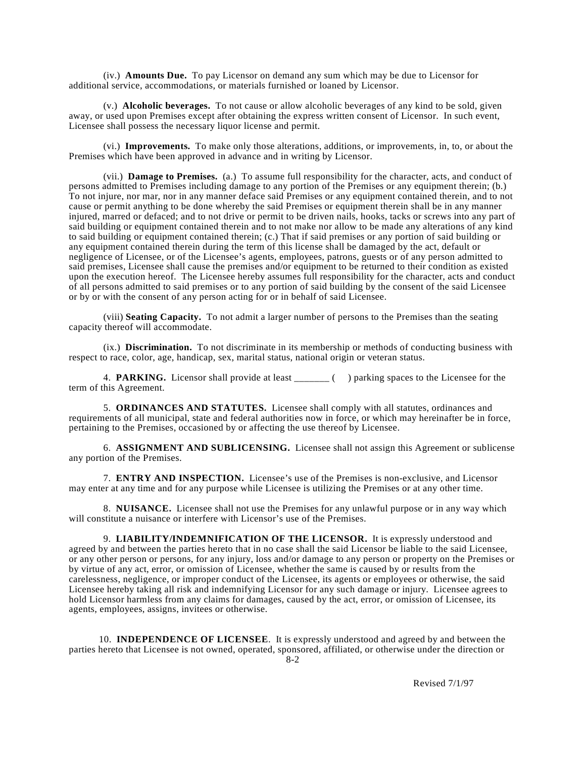(iv.) **Amounts Due.** To pay Licensor on demand any sum which may be due to Licensor for additional service, accommodations, or materials furnished or loaned by Licensor.

(v.) **Alcoholic beverages.** To not cause or allow alcoholic beverages of any kind to be sold, given away, or used upon Premises except after obtaining the express written consent of Licensor. In such event, Licensee shall possess the necessary liquor license and permit.

(vi.) **Improvements.** To make only those alterations, additions, or improvements, in, to, or about the Premises which have been approved in advance and in writing by Licensor.

(vii.) **Damage to Premises.** (a.) To assume full responsibility for the character, acts, and conduct of persons admitted to Premises including damage to any portion of the Premises or any equipment therein; (b.) To not injure, nor mar, nor in any manner deface said Premises or any equipment contained therein, and to not cause or permit anything to be done whereby the said Premises or equipment therein shall be in any manner injured, marred or defaced; and to not drive or permit to be driven nails, hooks, tacks or screws into any part of said building or equipment contained therein and to not make nor allow to be made any alterations of any kind to said building or equipment contained therein; (c.) That if said premises or any portion of said building or any equipment contained therein during the term of this license shall be damaged by the act, default or negligence of Licensee, or of the Licensee's agents, employees, patrons, guests or of any person admitted to said premises, Licensee shall cause the premises and/or equipment to be returned to their condition as existed upon the execution hereof. The Licensee hereby assumes full responsibility for the character, acts and conduct of all persons admitted to said premises or to any portion of said building by the consent of the said Licensee or by or with the consent of any person acting for or in behalf of said Licensee.

(viii) **Seating Capacity.** To not admit a larger number of persons to the Premises than the seating capacity thereof will accommodate.

(ix.) **Discrimination.** To not discriminate in its membership or methods of conducting business with respect to race, color, age, handicap, sex, marital status, national origin or veteran status.

4. **PARKING.** Licensor shall provide at least _______ (    ) parking spaces to the Licensee for the term of this Agreement.

5. **ORDINANCES AND STATUTES.** Licensee shall comply with all statutes, ordinances and requirements of all municipal, state and federal authorities now in force, or which may hereinafter be in force, pertaining to the Premises, occasioned by or affecting the use thereof by Licensee.

6. **ASSIGNMENT AND SUBLICENSING.** Licensee shall not assign this Agreement or sublicense any portion of the Premises.

7. **ENTRY AND INSPECTION.** Licensee's use of the Premises is non-exclusive, and Licensor may enter at any time and for any purpose while Licensee is utilizing the Premises or at any other time.

8. **NUISANCE.** Licensee shall not use the Premises for any unlawful purpose or in any way which will constitute a nuisance or interfere with Licensor's use of the Premises.

9. **LIABILITY/INDEMNIFICATION OF THE LICENSOR.** It is expressly understood and agreed by and between the parties hereto that in no case shall the said Licensor be liable to the said Licensee, or any other person or persons, for any injury, loss and/or damage to any person or property on the Premises or by virtue of any act, error, or omission of Licensee, whether the same is caused by or results from the carelessness, negligence, or improper conduct of the Licensee, its agents or employees or otherwise, the said Licensee hereby taking all risk and indemnifying Licensor for any such damage or injury. Licensee agrees to hold Licensor harmless from any claims for damages, caused by the act, error, or omission of Licensee, its agents, employees, assigns, invitees or otherwise.

10. **INDEPENDENCE OF LICENSEE**. It is expressly understood and agreed by and between the parties hereto that Licensee is not owned, operated, sponsored, affiliated, or otherwise under the direction or

Revised 7/1/97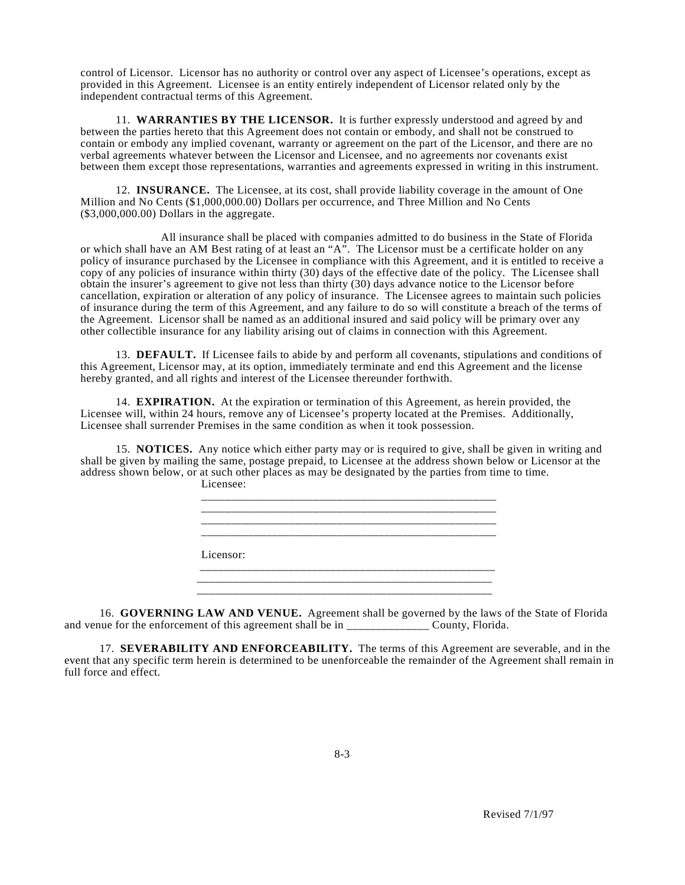control of Licensor. Licensor has no authority or control over any aspect of Licensee's operations, except as provided in this Agreement. Licensee is an entity entirely independent of Licensor related only by the independent contractual terms of this Agreement.

11. **WARRANTIES BY THE LICENSOR.** It is further expressly understood and agreed by and between the parties hereto that this Agreement does not contain or embody, and shall not be construed to contain or embody any implied covenant, warranty or agreement on the part of the Licensor, and there are no verbal agreements whatever between the Licensor and Licensee, and no agreements nor covenants exist between them except those representations, warranties and agreements expressed in writing in this instrument.

12. **INSURANCE.** The Licensee, at its cost, shall provide liability coverage in the amount of One Million and No Cents ($1,000,000.00) Dollars per occurrence, and Three Million and No Cents ($3,000,000.00) Dollars in the aggregate.

All insurance shall be placed with companies admitted to do business in the State of Florida or which shall have an AM Best rating of at least an "A". The Licensor must be a certificate holder on any policy of insurance purchased by the Licensee in compliance with this Agreement, and it is entitled to receive a copy of any policies of insurance within thirty (30) days of the effective date of the policy. The Licensee shall obtain the insurer's agreement to give not less than thirty (30) days advance notice to the Licensor before cancellation, expiration or alteration of any policy of insurance. The Licensee agrees to maintain such policies of insurance during the term of this Agreement, and any failure to do so will constitute a breach of the terms of the Agreement. Licensor shall be named as an additional insured and said policy will be primary over any other collectible insurance for any liability arising out of claims in connection with this Agreement.

13. **DEFAULT.** If Licensee fails to abide by and perform all covenants, stipulations and conditions of this Agreement, Licensor may, at its option, immediately terminate and end this Agreement and the license hereby granted, and all rights and interest of the Licensee thereunder forthwith.

14. **EXPIRATION.** At the expiration or termination of this Agreement, as herein provided, the Licensee will, within 24 hours, remove any of Licensee's property located at the Premises. Additionally, Licensee shall surrender Premises in the same condition as when it took possession.

15. **NOTICES.** Any notice which either party may or is required to give, shall be given in writing and shall be given by mailing the same, postage prepaid, to Licensee at the address shown below or Licensor at the address shown below, or at such other places as may be designated by the parties from time to time.

Licensee:

_____________________________________________________

_____________________________________________________

_____________________________________________________

_____________________________________________________

Licensor:

_____________________________________________________

_____________________________________________________

_____________________________________________________

16. **GOVERNING LAW AND VENUE.** Agreement shall be governed by the laws of the State of Florida and venue for the enforcement of this agreement shall be in ______________ County, Florida.

17. **SEVERABILITY AND ENFORCEABILITY.** The terms of this Agreement are severable, and in the event that any specific term herein is determined to be unenforceable the remainder of the Agreement shall remain in full force and effect.

Revised 7/1/97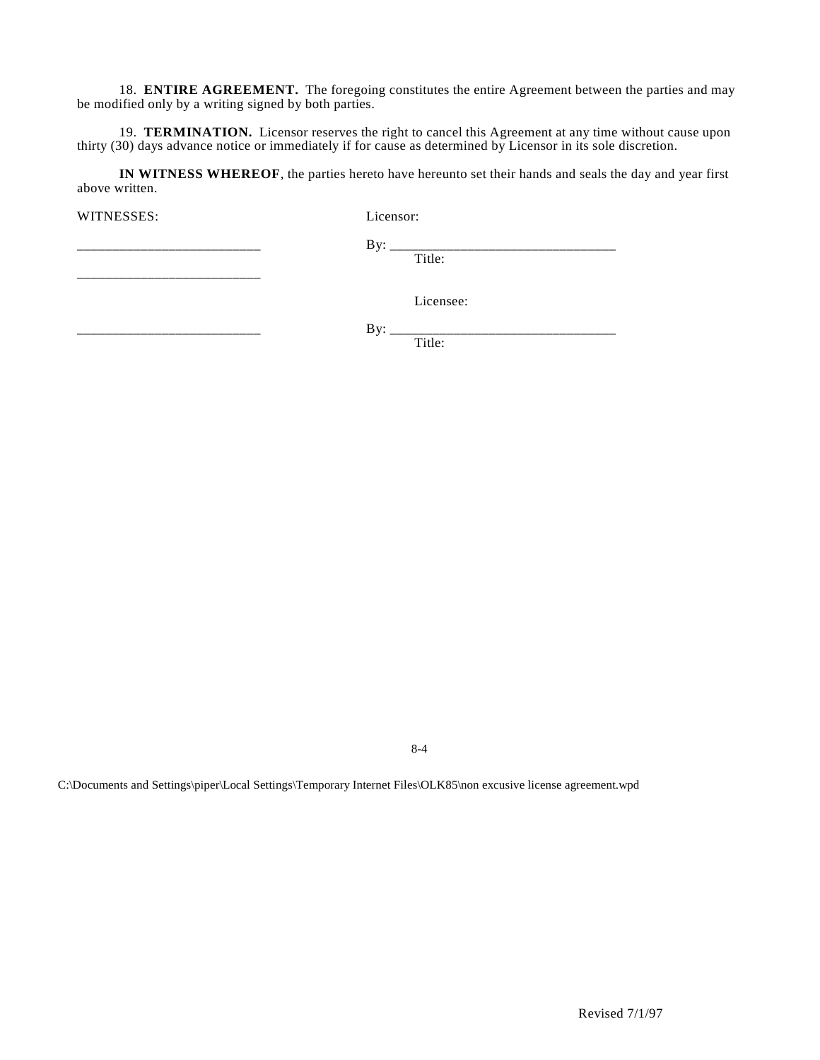18. **ENTIRE AGREEMENT.** The foregoing constitutes the entire Agreement between the parties and may be modified only by a writing signed by both parties.

19. **TERMINATION.** Licensor reserves the right to cancel this Agreement at any time without cause upon thirty (30) days advance notice or immediately if for cause as determined by Licensor in its sole discretion.

**IN WITNESS WHEREOF**, the parties hereto have hereunto set their hands and seals the day and year first above written.

| | |
|---|---|
| WITNESSES: | Licensor: |
| __________________________ | By: ________________________________ |
| | Title: |
| __________________________ | |
| | Licensee: |
| __________________________ | By: ________________________________ |
| | Title: |

C:\Documents and Settings\piper\Local Settings\Temporary Internet Files\OLK85\non excusive license agreement.wpd

Revised 7/1/97